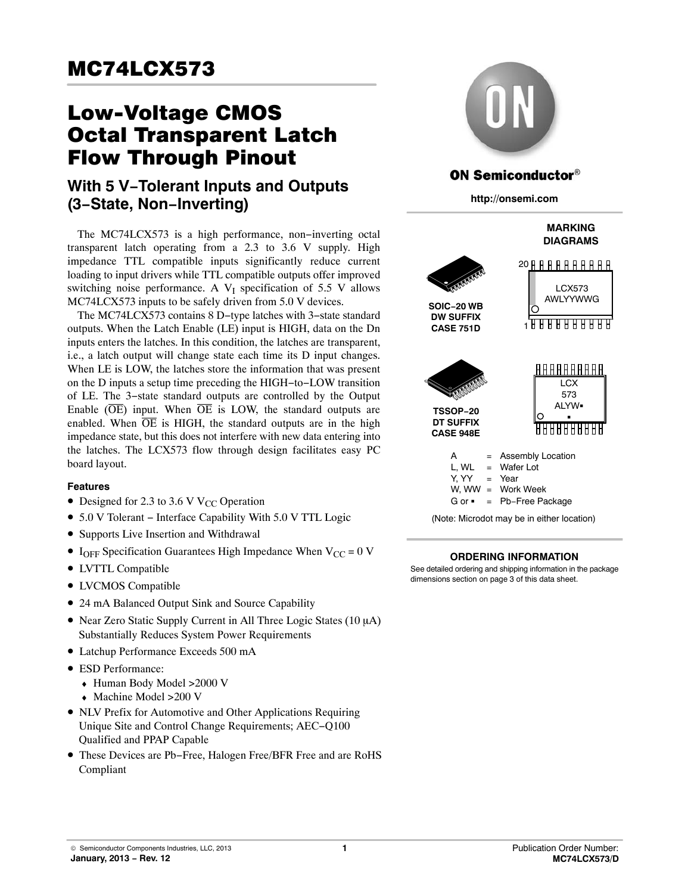# MC74LCX573

# Low-Voltage CMOS Octal Transparent Latch Flow Through Pinout

## With 5 V−Tolerant Inputs and Outputs (3−State, Non−Inverting)

The MC74LCX573 is a high performance, non−inverting octal transparent latch operating from a 2.3 to 3.6 V supply. High impedance TTL compatible inputs significantly reduce current loading to input drivers while TTL compatible outputs offer improved switching noise performance. A $V_I$ specification of 5.5 V allows MC74LCX573 inputs to be safely driven from 5.0 V devices.

The MC74LCX573 contains 8 D−type latches with 3−state standard outputs. When the Latch Enable (LE) input is HIGH, data on the Dn inputs enters the latches. In this condition, the latches are transparent, i.e., a latch output will change state each time its D input changes. When LE is LOW, the latches store the information that was present on the D inputs a setup time preceding the HIGH−to−LOW transition of LE. The 3−state standard outputs are controlled by the Output Enable ($\overline{OE}$) input. When $\overline{OE}$ is LOW, the standard outputs are enabled. When $\overline{OE}$ is HIGH, the standard outputs are in the high impedance state, but this does not interfere with new data entering into the latches. The LCX573 flow through design facilitates easy PC board layout.

### Features

- Designed for 2.3 to 3.6 V $V_{CC}$ Operation
- 5.0 V Tolerant − Interface Capability With 5.0 V TTL Logic
- Supports Live Insertion and Withdrawal
- $I_{OFF}$ Specification Guarantees High Impedance When $V_{CC}$ = 0 V
- LVTTL Compatible
- LVCMOS Compatible
- 24 mA Balanced Output Sink and Source Capability
- Near Zero Static Supply Current in All Three Logic States (10 μA) Substantially Reduces System Power Requirements
- Latchup Performance Exceeds 500 mA
- ESD Performance:
  - Human Body Model >2000 V
  - Machine Model >200 V
- NLV Prefix for Automotive and Other Applications Requiring Unique Site and Control Change Requirements; AEC−Q100 Qualified and PPAP Capable
- These Devices are Pb−Free, Halogen Free/BFR Free and are RoHS Compliant

**ON Semiconductor®**

**http://onsemi.com**

**MARKING DIAGRAMS**

**SOIC−20 WB**
**DW SUFFIX**
**CASE 751D**

20
LCX573
AWLYYWWG
1

**TSSOP−20**
**DT SUFFIX**
**CASE 948E**

LCX
573
ALYW▪
▪

| | | |
|---|---|---|
| A | = | Assembly Location |
| L, WL | = | Wafer Lot |
| Y, YY | = | Year |
| W, WW | = | Work Week |
| G or ▪ | = | Pb−Free Package |

(Note: Microdot may be in either location)

**ORDERING INFORMATION**

See detailed ordering and shipping information in the package dimensions section on page 3 of this data sheet.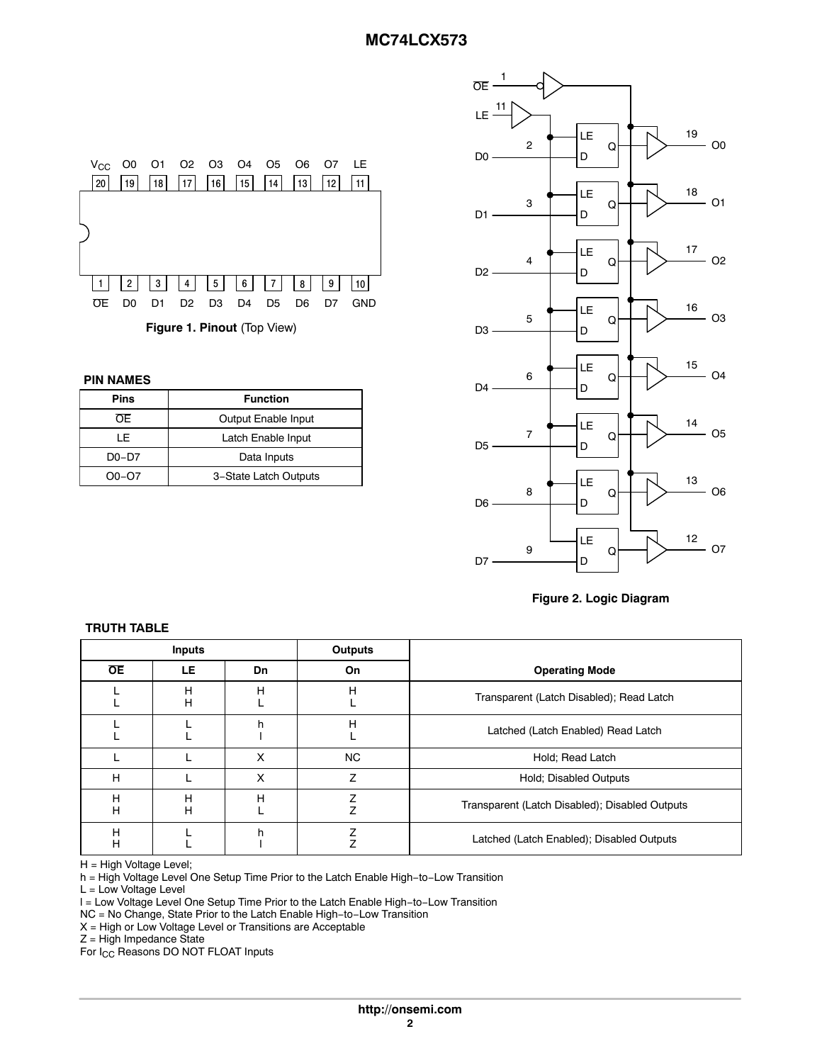**Figure 1. Pinout** (Top View)

### PIN NAMES

| Pins | Function |
|---|---|
| $\overline{OE}$ | Output Enable Input |
| LE | Latch Enable Input |
| D0−D7 | Data Inputs |
| O0−O7 | 3−State Latch Outputs |

**Figure 2. Logic Diagram**

### TRUTH TABLE

| Inputs | | | Outputs | |
|---|---|---|---|---|
| $\overline{OE}$ | LE | Dn | On | Operating Mode |
| L<br>L | H<br>H | H<br>L | H<br>L | Transparent (Latch Disabled); Read Latch |
| L<br>L | L<br>L | h<br>l | H<br>L | Latched (Latch Enabled) Read Latch |
| L | L | X | NC | Hold; Read Latch |
| H | L | X | Z | Hold; Disabled Outputs |
| H<br>H | H<br>H | H<br>L | Z<br>Z | Transparent (Latch Disabled); Disabled Outputs |
| H<br>H | L<br>L | h<br>l | Z<br>Z | Latched (Latch Enabled); Disabled Outputs |

H = High Voltage Level;
h = High Voltage Level One Setup Time Prior to the Latch Enable High−to−Low Transition
L = Low Voltage Level
l = Low Voltage Level One Setup Time Prior to the Latch Enable High−to−Low Transition
NC = No Change, State Prior to the Latch Enable High−to−Low Transition
X = High or Low Voltage Level or Transitions are Acceptable
Z = High Impedance State
For $I_{CC}$ Reasons DO NOT FLOAT Inputs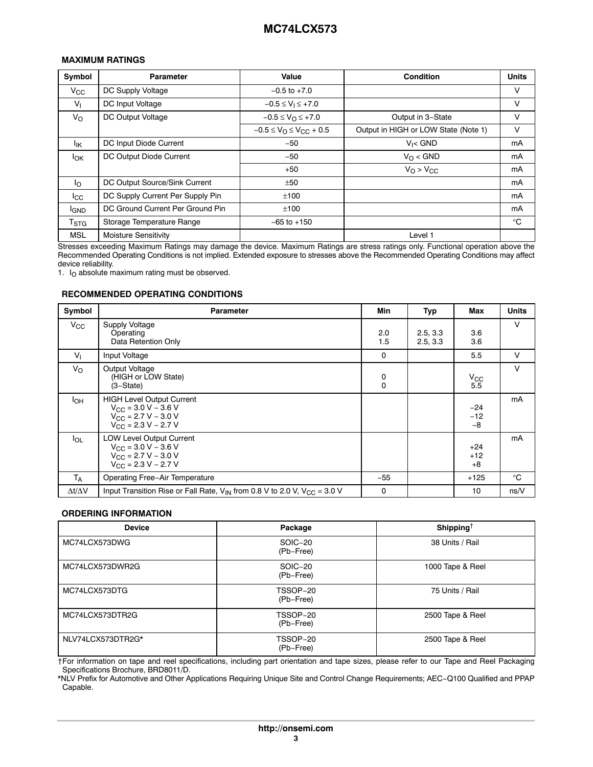### MAXIMUM RATINGS

| Symbol | Parameter | Value | Condition | Units |
|---|---|---|---|---|
| $V_{CC}$ | DC Supply Voltage | −0.5 to +7.0 | | V |
| $V_I$ | DC Input Voltage | $-0.5 \le V_I \le +7.0$ | | V |
| $V_O$ | DC Output Voltage | $-0.5 \le V_O \le +7.0$ | Output in 3−State | V |
| | | $-0.5 \le V_O \le V_{CC} + 0.5$ | Output in HIGH or LOW State (Note 1) | V |
| $I_{IK}$ | DC Input Diode Current | −50 | $V_I$< GND | mA |
| $I_{OK}$ | DC Output Diode Current | −50 | $V_O$ < GND | mA |
| | | +50 | $V_O > V_{CC}$ | mA |
| $I_O$ | DC Output Source/Sink Current | ±50 | | mA |
| $I_{CC}$ | DC Supply Current Per Supply Pin | ±100 | | mA |
| $I_{GND}$ | DC Ground Current Per Ground Pin | ±100 | | mA |
| $T_{STG}$ | Storage Temperature Range | −65 to +150 | | °C |
| MSL | Moisture Sensitivity | | Level 1 | |

Stresses exceeding Maximum Ratings may damage the device. Maximum Ratings are stress ratings only. Functional operation above the Recommended Operating Conditions is not implied. Extended exposure to stresses above the Recommended Operating Conditions may affect device reliability.

1. $I_O$ absolute maximum rating must be observed.

### RECOMMENDED OPERATING CONDITIONS

| Symbol | Parameter | Min | Typ | Max | Units |
|---|---|---|---|---|---|
| $V_{CC}$ | Supply Voltage<br>Operating<br>Data Retention Only | <br>2.0<br>1.5 | <br>2.5, 3.3<br>2.5, 3.3 | <br>3.6<br>3.6 | V |
| $V_I$ | Input Voltage | 0 | | 5.5 | V |
| $V_O$ | Output Voltage<br>(HIGH or LOW State)<br>(3−State) | <br>0<br>0 | | <br>$V_{CC}$<br>5.5 | V |
| $I_{OH}$ | HIGH Level Output Current<br>$V_{CC}$ = 3.0 V − 3.6 V<br>$V_{CC}$ = 2.7 V − 3.0 V<br>$V_{CC}$ = 2.3 V − 2.7 V | | | <br>−24<br>−12<br>−8 | mA |
| $I_{OL}$ | LOW Level Output Current<br>$V_{CC}$ = 3.0 V − 3.6 V<br>$V_{CC}$ = 2.7 V − 3.0 V<br>$V_{CC}$ = 2.3 V − 2.7 V | | | <br>+24<br>+12<br>+8 | mA |
| $T_A$ | Operating Free−Air Temperature | −55 | | +125 | °C |
| $\Delta t/\Delta V$ | Input Transition Rise or Fall Rate, $V_{IN}$ from 0.8 V to 2.0 V, $V_{CC}$ = 3.0 V | 0 | | 10 | ns/V |

### ORDERING INFORMATION

| Device | Package | Shipping† |
|---|---|---|
| MC74LCX573DWG | SOIC−20<br>(Pb−Free) | 38 Units / Rail |
| MC74LCX573DWR2G | SOIC−20<br>(Pb−Free) | 1000 Tape & Reel |
| MC74LCX573DTG | TSSOP−20<br>(Pb−Free) | 75 Units / Rail |
| MC74LCX573DTR2G | TSSOP−20<br>(Pb−Free) | 2500 Tape & Reel |
| NLV74LCX573DTR2G* | TSSOP−20<br>(Pb−Free) | 2500 Tape & Reel |

†For information on tape and reel specifications, including part orientation and tape sizes, please refer to our Tape and Reel Packaging Specifications Brochure, BRD8011/D.

*NLV Prefix for Automotive and Other Applications Requiring Unique Site and Control Change Requirements; AEC−Q100 Qualified and PPAP Capable.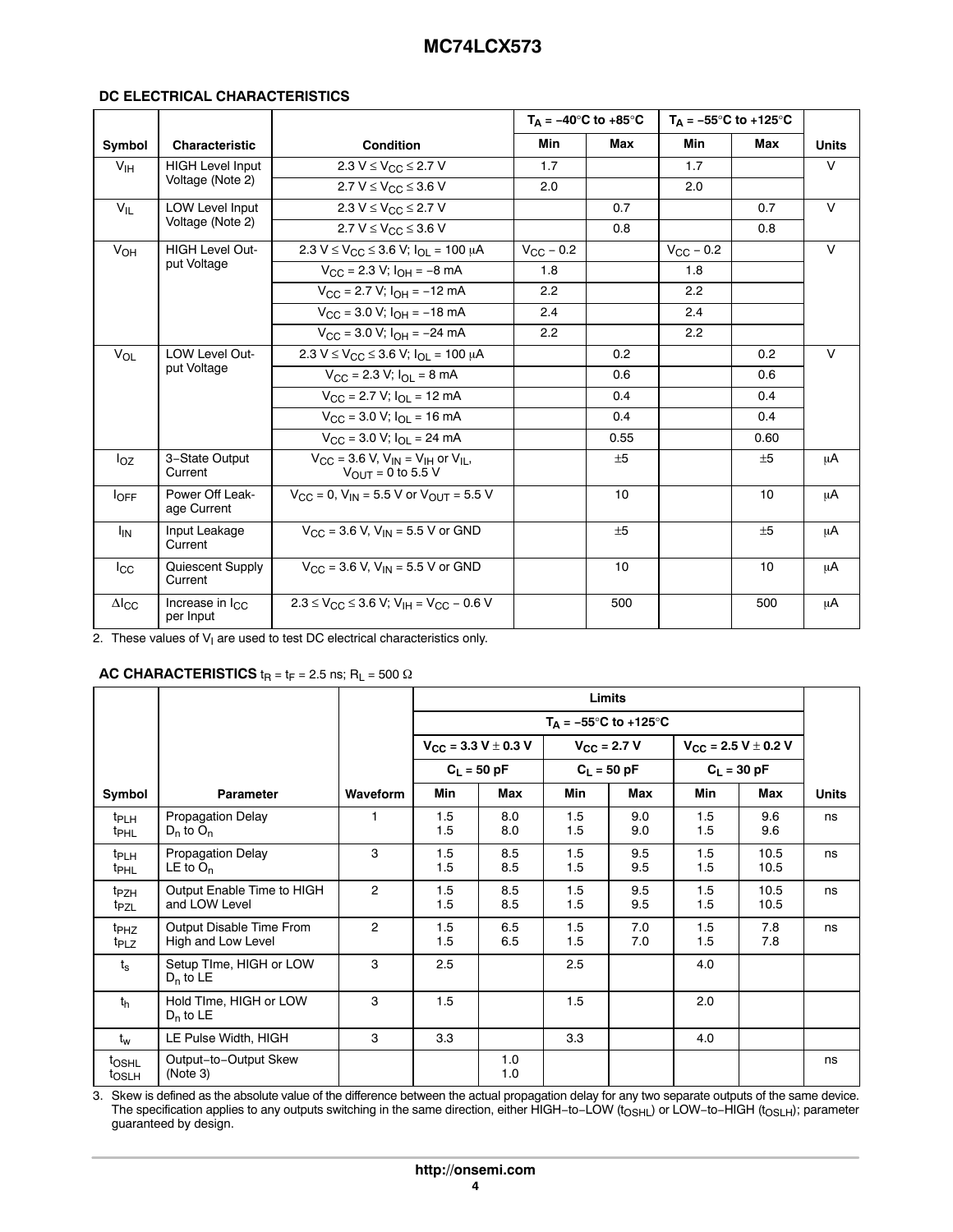### DC ELECTRICAL CHARACTERISTICS

| Symbol | Characteristic | Condition | $T_A$ = −40°C to +85°C | | $T_A$ = −55°C to +125°C | | Units |
|---|---|---|---|---|---|---|---|
| | | | Min | Max | Min | Max | |
| $V_{IH}$ | HIGH Level Input Voltage (Note 2) | 2.3 V ≤ $V_{CC}$ ≤ 2.7 V | 1.7 | | 1.7 | | V |
| | | 2.7 V ≤ $V_{CC}$ ≤ 3.6 V | 2.0 | | 2.0 | | |
| $V_{IL}$ | LOW Level Input Voltage (Note 2) | 2.3 V ≤ $V_{CC}$ ≤ 2.7 V | | 0.7 | | 0.7 | V |
| | | 2.7 V ≤ $V_{CC}$ ≤ 3.6 V | | 0.8 | | 0.8 | |
| $V_{OH}$ | HIGH Level Output Voltage | 2.3 V ≤ $V_{CC}$ ≤ 3.6 V; $I_{OL}$ = 100 μA | $V_{CC}$ − 0.2 | | $V_{CC}$ − 0.2 | | V |
| | | $V_{CC}$ = 2.3 V; $I_{OH}$ = −8 mA | 1.8 | | 1.8 | | |
| | | $V_{CC}$ = 2.7 V; $I_{OH}$ = −12 mA | 2.2 | | 2.2 | | |
| | | $V_{CC}$ = 3.0 V; $I_{OH}$ = −18 mA | 2.4 | | 2.4 | | |
| | | $V_{CC}$ = 3.0 V; $I_{OH}$ = −24 mA | 2.2 | | 2.2 | | |
| $V_{OL}$ | LOW Level Output Voltage | 2.3 V ≤ $V_{CC}$ ≤ 3.6 V; $I_{OL}$ = 100 μA | | 0.2 | | 0.2 | V |
| | | $V_{CC}$ = 2.3 V; $I_{OL}$ = 8 mA | | 0.6 | | 0.6 | |
| | | $V_{CC}$ = 2.7 V; $I_{OL}$ = 12 mA | | 0.4 | | 0.4 | |
| | | $V_{CC}$ = 3.0 V; $I_{OL}$ = 16 mA | | 0.4 | | 0.4 | |
| | | $V_{CC}$ = 3.0 V; $I_{OL}$ = 24 mA | | 0.55 | | 0.60 | |
| $I_{OZ}$ | 3−State Output Current | $V_{CC}$ = 3.6 V, $V_{IN}$ = $V_{IH}$ or $V_{IL}$, $V_{OUT}$ = 0 to 5.5 V | | ±5 | | ±5 | μA |
| $I_{OFF}$ | Power Off Leakage Current | $V_{CC}$ = 0, $V_{IN}$ = 5.5 V or $V_{OUT}$ = 5.5 V | | 10 | | 10 | μA |
| $I_{IN}$ | Input Leakage Current | $V_{CC}$ = 3.6 V, $V_{IN}$ = 5.5 V or GND | | ±5 | | ±5 | μA |
| $I_{CC}$ | Quiescent Supply Current | $V_{CC}$ = 3.6 V, $V_{IN}$ = 5.5 V or GND | | 10 | | 10 | μA |
| $\Delta I_{CC}$ | Increase in $I_{CC}$ per Input | 2.3 ≤ $V_{CC}$ ≤ 3.6 V; $V_{IH}$ = $V_{CC}$ − 0.6 V | | 500 | | 500 | μA |

2. These values of $V_I$ are used to test DC electrical characteristics only.

### AC CHARACTERISTICS $t_R$ = $t_F$ = 2.5 ns; $R_L$ = 500 Ω

| Symbol | Parameter | Waveform | Limits | | | | | | Units |
|---|---|---|---|---|---|---|---|---|---|
| | | | $T_A$ = −55°C to +125°C | | | | | | |
| | | | $V_{CC}$ = 3.3 V ± 0.3 V | | $V_{CC}$ = 2.7 V | | $V_{CC}$ = 2.5 V ± 0.2 V | | |
| | | | $C_L$ = 50 pF | | $C_L$ = 50 pF | | $C_L$ = 30 pF | | |
| | | | Min | Max | Min | Max | Min | Max | |
| $t_{PLH}$<br>$t_{PHL}$ | Propagation Delay<br>$D_n$ to $O_n$ | 1 | 1.5<br>1.5 | 8.0<br>8.0 | 1.5<br>1.5 | 9.0<br>9.0 | 1.5<br>1.5 | 9.6<br>9.6 | ns |
| $t_{PLH}$<br>$t_{PHL}$ | Propagation Delay<br>LE to $O_n$ | 3 | 1.5<br>1.5 | 8.5<br>8.5 | 1.5<br>1.5 | 9.5<br>9.5 | 1.5<br>1.5 | 10.5<br>10.5 | ns |
| $t_{PZH}$<br>$t_{PZL}$ | Output Enable Time to HIGH and LOW Level | 2 | 1.5<br>1.5 | 8.5<br>8.5 | 1.5<br>1.5 | 9.5<br>9.5 | 1.5<br>1.5 | 10.5<br>10.5 | ns |
| $t_{PHZ}$<br>$t_{PLZ}$ | Output Disable Time From High and Low Level | 2 | 1.5<br>1.5 | 6.5<br>6.5 | 1.5<br>1.5 | 7.0<br>7.0 | 1.5<br>1.5 | 7.8<br>7.8 | ns |
| $t_s$ | Setup TIme, HIGH or LOW $D_n$ to LE | 3 | 2.5 | | 2.5 | | 4.0 | | |
| $t_h$ | Hold TIme, HIGH or LOW $D_n$ to LE | 3 | 1.5 | | 1.5 | | 2.0 | | |
| $t_w$ | LE Pulse Width, HIGH | 3 | 3.3 | | 3.3 | | 4.0 | | |
| $t_{OSHL}$<br>$t_{OSLH}$ | Output−to−Output Skew (Note 3) | | | 1.0<br>1.0 | | | | | ns |

3. Skew is defined as the absolute value of the difference between the actual propagation delay for any two separate outputs of the same device. The specification applies to any outputs switching in the same direction, either HIGH−to−LOW ($t_{OSHL}$) or LOW−to−HIGH ($t_{OSLH}$); parameter guaranteed by design.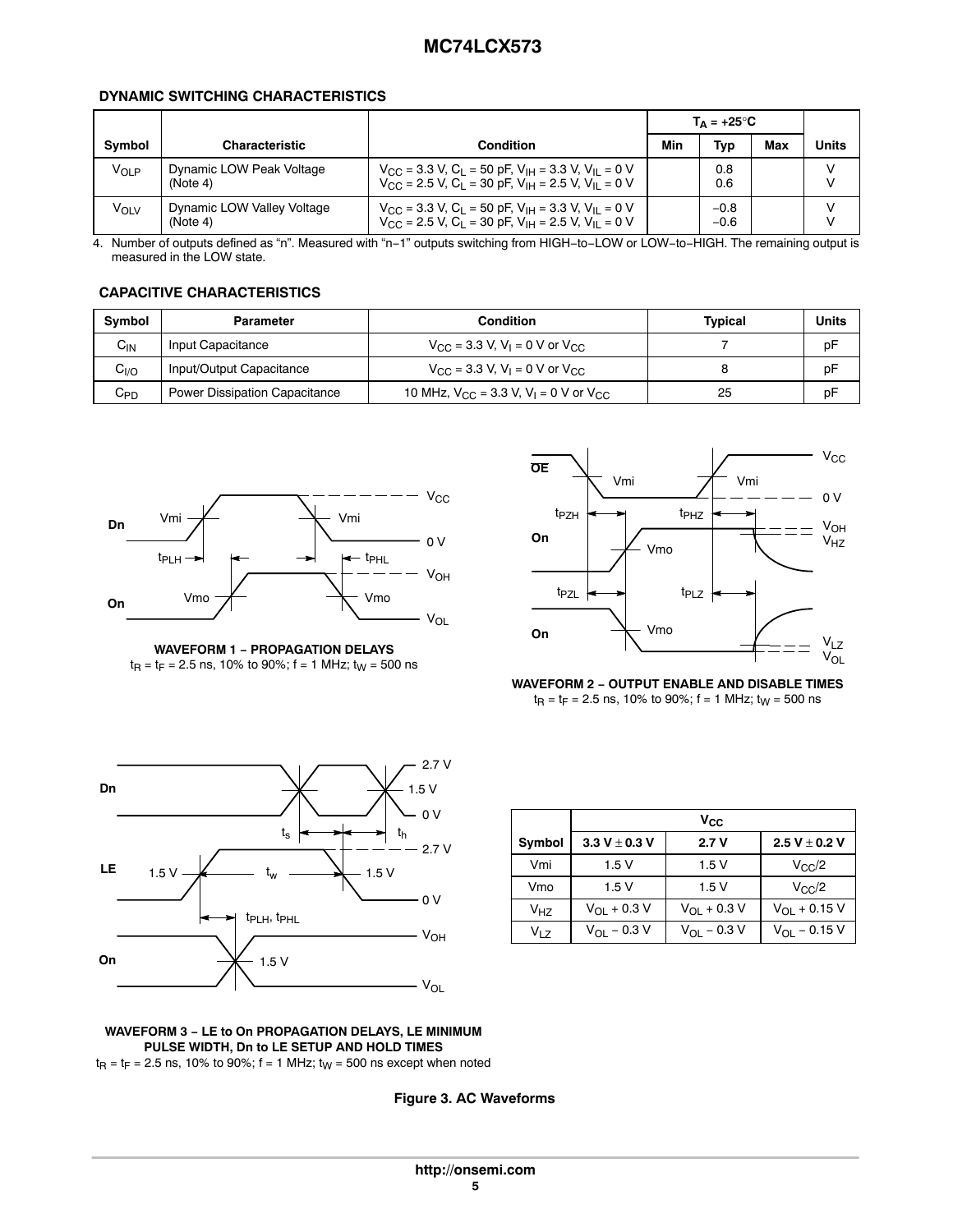## DYNAMIC SWITCHING CHARACTERISTICS

| Symbol | Characteristic | Condition | $T_A = +25°C$ | | | Units |
|---|---|---|---|---|---|---|
| | | | Min | Typ | Max | |
| $V_{OLP}$ | Dynamic LOW Peak Voltage (Note 4) | $V_{CC}$ = 3.3 V, $C_L$ = 50 pF, $V_{IH}$ = 3.3 V, $V_{IL}$ = 0 V<br>$V_{CC}$ = 2.5 V, $C_L$ = 30 pF, $V_{IH}$ = 2.5 V, $V_{IL}$ = 0 V | | 0.8<br>0.6 | | V<br>V |
| $V_{OLV}$ | Dynamic LOW Valley Voltage (Note 4) | $V_{CC}$ = 3.3 V, $C_L$ = 50 pF, $V_{IH}$ = 3.3 V, $V_{IL}$ = 0 V<br>$V_{CC}$ = 2.5 V, $C_L$ = 30 pF, $V_{IH}$ = 2.5 V, $V_{IL}$ = 0 V | | −0.8<br>−0.6 | | V<br>V |

4. Number of outputs defined as "n". Measured with "n−1" outputs switching from HIGH−to−LOW or LOW−to−HIGH. The remaining output is measured in the LOW state.

## CAPACITIVE CHARACTERISTICS

| Symbol | Parameter | Condition | Typical | Units |
|---|---|---|---|---|
| $C_{IN}$ | Input Capacitance | $V_{CC}$ = 3.3 V, $V_I$ = 0 V or $V_{CC}$ | 7 | pF |
| $C_{I/O}$ | Input/Output Capacitance | $V_{CC}$ = 3.3 V, $V_I$ = 0 V or $V_{CC}$ | 8 | pF |
| $C_{PD}$ | Power Dissipation Capacitance | 10 MHz, $V_{CC}$ = 3.3 V, $V_I$ = 0 V or $V_{CC}$ | 25 | pF |

**WAVEFORM 1 − PROPAGATION DELAYS**
$t_R = t_F$ = 2.5 ns, 10% to 90%; f = 1 MHz; $t_W$ = 500 ns

**WAVEFORM 2 − OUTPUT ENABLE AND DISABLE TIMES**
$t_R = t_F$ = 2.5 ns, 10% to 90%; f = 1 MHz; $t_W$ = 500 ns

**WAVEFORM 3 − LE to On PROPAGATION DELAYS, LE MINIMUM PULSE WIDTH, Dn to LE SETUP AND HOLD TIMES**
$t_R = t_F$ = 2.5 ns, 10% to 90%; f = 1 MHz; $t_W$ = 500 ns except when noted

| Symbol | $V_{CC}$ | | |
|---|---|---|---|
| | 3.3 V ± 0.3 V | 2.7 V | 2.5 V ± 0.2 V |
| Vmi | 1.5 V | 1.5 V | $V_{CC}/2$ |
| Vmo | 1.5 V | 1.5 V | $V_{CC}/2$ |
| $V_{HZ}$ | $V_{OL}$ + 0.3 V | $V_{OL}$ + 0.3 V | $V_{OL}$ + 0.15 V |
| $V_{LZ}$ | $V_{OL}$ − 0.3 V | $V_{OL}$ − 0.3 V | $V_{OL}$ − 0.15 V |

**Figure 3. AC Waveforms**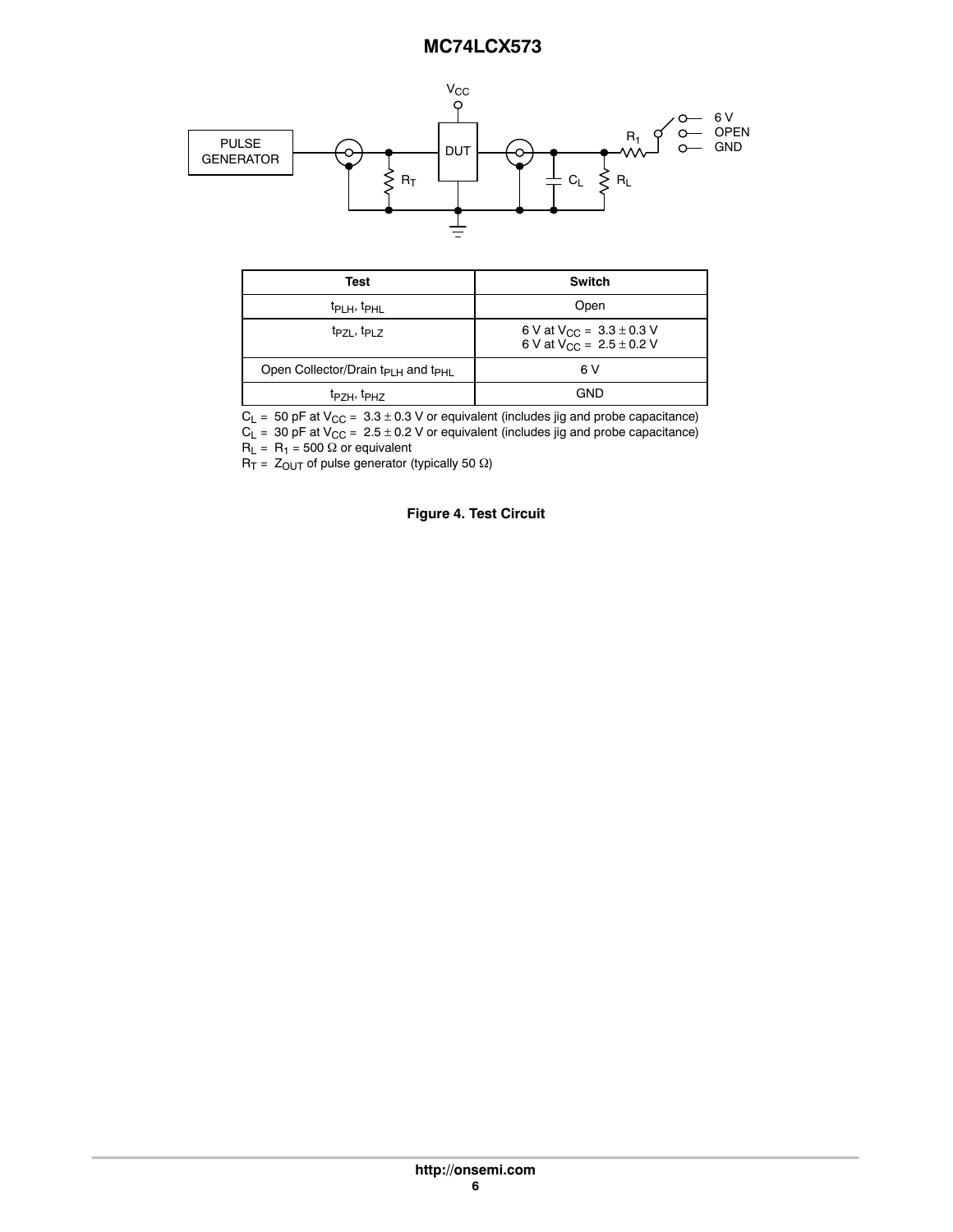| Test | Switch |
|---|---|
| $t_{PLH}$, $t_{PHL}$ | Open |
| $t_{PZL}$, $t_{PLZ}$ | 6 V at $V_{CC}$ = 3.3 ± 0.3 V<br>6 V at $V_{CC}$ = 2.5 ± 0.2 V |
| Open Collector/Drain $t_{PLH}$ and $t_{PHL}$ | 6 V |
| $t_{PZH}$, $t_{PHZ}$ | GND |

$C_L$ = 50 pF at $V_{CC}$ = 3.3 ± 0.3 V or equivalent (includes jig and probe capacitance)
$C_L$ = 30 pF at $V_{CC}$ = 2.5 ± 0.2 V or equivalent (includes jig and probe capacitance)
$R_L$ = $R_1$ = 500 Ω or equivalent
$R_T$ = $Z_{OUT}$ of pulse generator (typically 50 Ω)

**Figure 4. Test Circuit**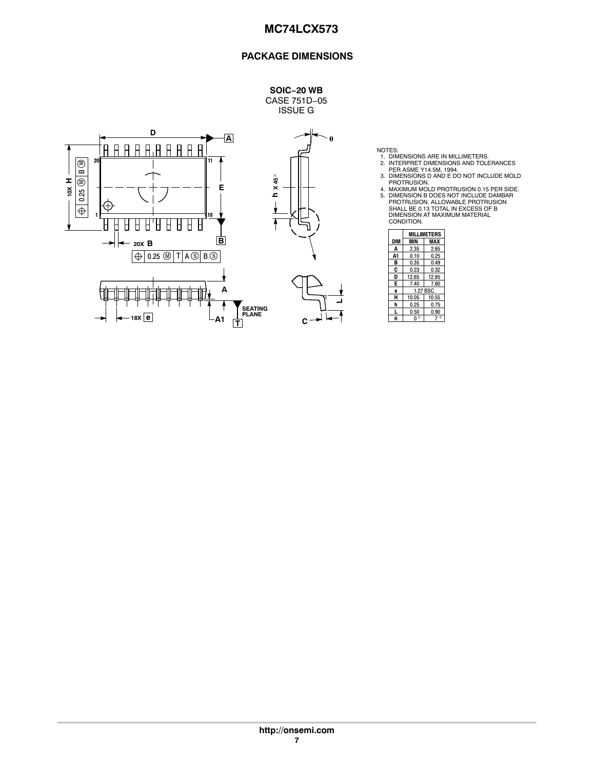## PACKAGE DIMENSIONS

**SOIC−20 WB**
CASE 751D−05
ISSUE G

NOTES:
1. DIMENSIONS ARE IN MILLIMETERS.
2. INTERPRET DIMENSIONS AND TOLERANCES PER ASME Y14.5M, 1994.
3. DIMENSIONS D AND E DO NOT INCLUDE MOLD PROTRUSION.
4. MAXIMUM MOLD PROTRUSION 0.15 PER SIDE.
5. DIMENSION B DOES NOT INCLUDE DAMBAR PROTRUSION. ALLOWABLE PROTRUSION SHALL BE 0.13 TOTAL IN EXCESS OF B DIMENSION AT MAXIMUM MATERIAL CONDITION.

| DIM | MILLIMETERS MIN | MILLIMETERS MAX |
|---|---|---|
| A | 2.35 | 2.65 |
| A1 | 0.10 | 0.25 |
| B | 0.35 | 0.49 |
| C | 0.23 | 0.32 |
| D | 12.65 | 12.95 |
| E | 7.40 | 7.60 |
| e | 1.27 BSC | |
| H | 10.05 | 10.55 |
| h | 0.25 | 0.75 |
| L | 0.50 | 0.90 |
| θ | 0° | 7° |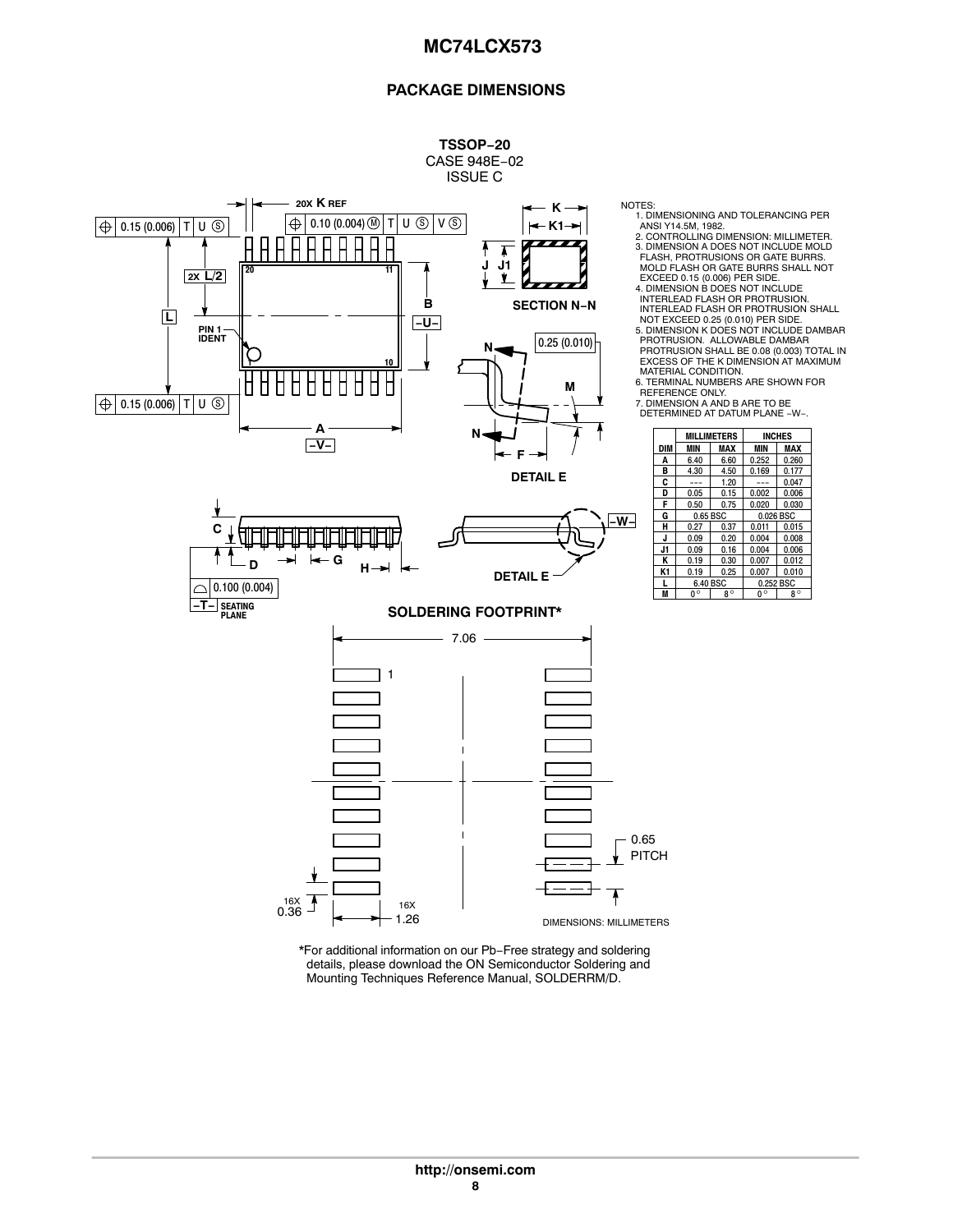## PACKAGE DIMENSIONS

**TSSOP−20**
CASE 948E−02
ISSUE C

NOTES:
1. DIMENSIONING AND TOLERANCING PER ANSI Y14.5M, 1982.
2. CONTROLLING DIMENSION: MILLIMETER.
3. DIMENSION A DOES NOT INCLUDE MOLD FLASH, PROTRUSIONS OR GATE BURRS. MOLD FLASH OR GATE BURRS SHALL NOT EXCEED 0.15 (0.006) PER SIDE.
4. DIMENSION B DOES NOT INCLUDE INTERLEAD FLASH OR PROTRUSION. INTERLEAD FLASH OR PROTRUSION SHALL NOT EXCEED 0.25 (0.010) PER SIDE.
5. DIMENSION K DOES NOT INCLUDE DAMBAR PROTRUSION. ALLOWABLE DAMBAR PROTRUSION SHALL BE 0.08 (0.003) TOTAL IN EXCESS OF THE K DIMENSION AT MAXIMUM MATERIAL CONDITION.
6. TERMINAL NUMBERS ARE SHOWN FOR REFERENCE ONLY.
7. DIMENSION A AND B ARE TO BE DETERMINED AT DATUM PLANE −W−.

| DIM | MILLIMETERS MIN | MILLIMETERS MAX | INCHES MIN | INCHES MAX |
|---|---|---|---|---|
| A | 6.40 | 6.60 | 0.252 | 0.260 |
| B | 4.30 | 4.50 | 0.169 | 0.177 |
| C | --- | 1.20 | --- | 0.047 |
| D | 0.05 | 0.15 | 0.002 | 0.006 |
| F | 0.50 | 0.75 | 0.020 | 0.030 |
| G | 0.65 BSC | | 0.026 BSC | |
| H | 0.27 | 0.37 | 0.011 | 0.015 |
| J | 0.09 | 0.20 | 0.004 | 0.008 |
| J1 | 0.09 | 0.16 | 0.004 | 0.006 |
| K | 0.19 | 0.30 | 0.007 | 0.012 |
| K1 | 0.19 | 0.25 | 0.007 | 0.010 |
| L | 6.40 BSC | | 0.252 BSC | |
| M | 0° | 8° | 0° | 8° |

SECTION N−N

DETAIL E

**SOLDERING FOOTPRINT***

7.06

0.65 PITCH

16X 0.36

16X 1.26

DIMENSIONS: MILLIMETERS

*For additional information on our Pb−Free strategy and soldering details, please download the ON Semiconductor Soldering and Mounting Techniques Reference Manual, SOLDERRM/D.

**http://onsemi.com**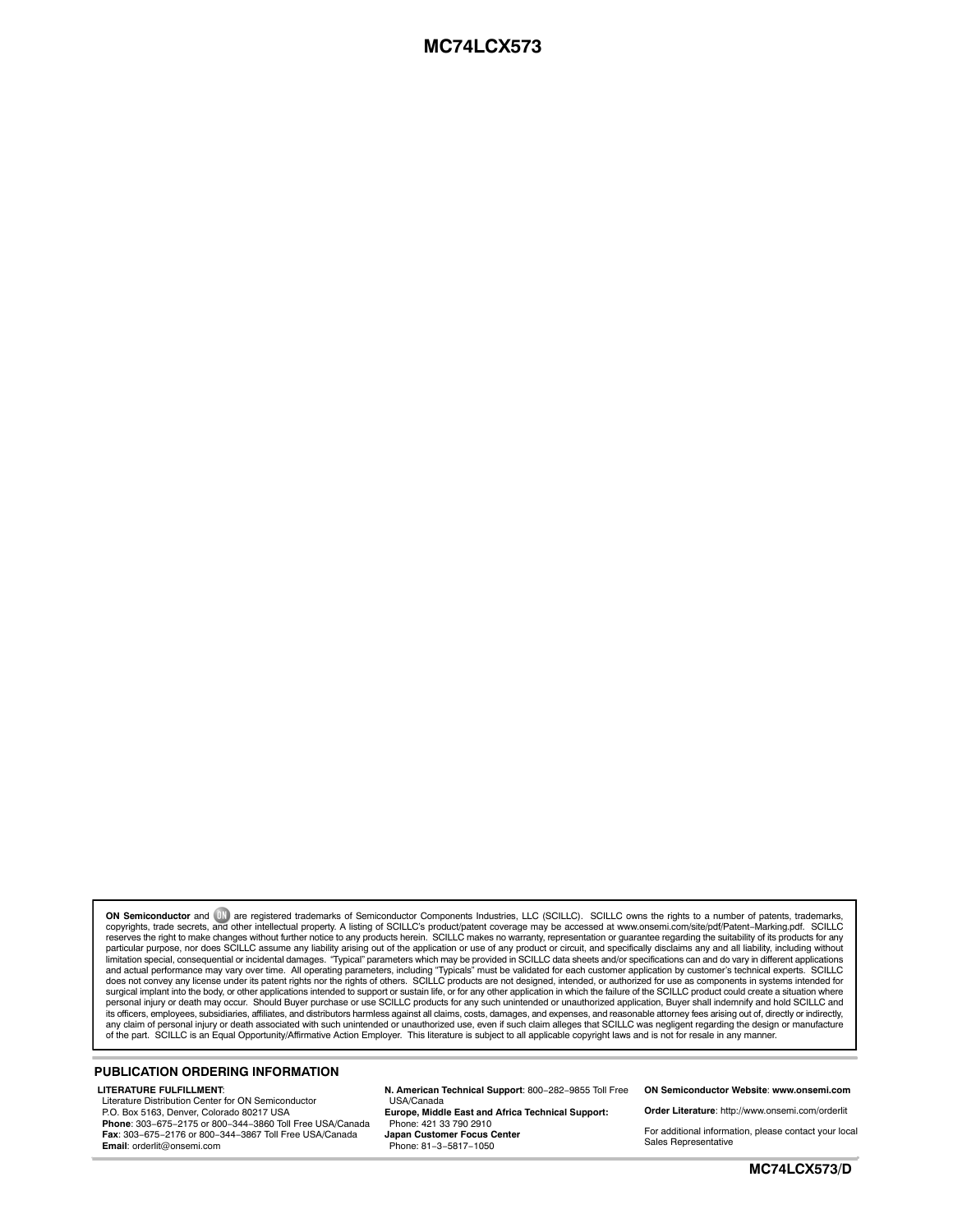**ON Semiconductor** and  are registered trademarks of Semiconductor Components Industries, LLC (SCILLC). SCILLC owns the rights to a number of patents, trademarks, copyrights, trade secrets, and other intellectual property. A listing of SCILLC's product/patent coverage may be accessed at www.onsemi.com/site/pdf/Patent−Marking.pdf. SCILLC reserves the right to make changes without further notice to any products herein. SCILLC makes no warranty, representation or guarantee regarding the suitability of its products for any particular purpose, nor does SCILLC assume any liability arising out of the application or use of any product or circuit, and specifically disclaims any and all liability, including without limitation special, consequential or incidental damages. "Typical" parameters which may be provided in SCILLC data sheets and/or specifications can and do vary in different applications and actual performance may vary over time. All operating parameters, including "Typicals" must be validated for each customer application by customer's technical experts. SCILLC does not convey any license under its patent rights nor the rights of others. SCILLC products are not designed, intended, or authorized for use as components in systems intended for surgical implant into the body, or other applications intended to support or sustain life, or for any other application in which the failure of the SCILLC product could create a situation where personal injury or death may occur. Should Buyer purchase or use SCILLC products for any such unintended or unauthorized application, Buyer shall indemnify and hold SCILLC and its officers, employees, subsidiaries, affiliates, and distributors harmless against all claims, costs, damages, and expenses, and reasonable attorney fees arising out of, directly or indirectly, any claim of personal injury or death associated with such unintended or unauthorized use, even if such claim alleges that SCILLC was negligent regarding the design or manufacture of the part. SCILLC is an Equal Opportunity/Affirmative Action Employer. This literature is subject to all applicable copyright laws and is not for resale in any manner.

## PUBLICATION ORDERING INFORMATION

**LITERATURE FULFILLMENT**:
Literature Distribution Center for ON Semiconductor
P.O. Box 5163, Denver, Colorado 80217 USA
**Phone**: 303−675−2175 or 800−344−3860 Toll Free USA/Canada
**Fax**: 303−675−2176 or 800−344−3867 Toll Free USA/Canada
**Email**: orderlit@onsemi.com

**N. American Technical Support**: 800−282−9855 Toll Free USA/Canada
**Europe, Middle East and Africa Technical Support:**
Phone: 421 33 790 2910
**Japan Customer Focus Center**
Phone: 81−3−5817−1050

**ON Semiconductor Website**: **www.onsemi.com**

**Order Literature**: http://www.onsemi.com/orderlit

For additional information, please contact your local Sales Representative

**MC74LCX573/D**